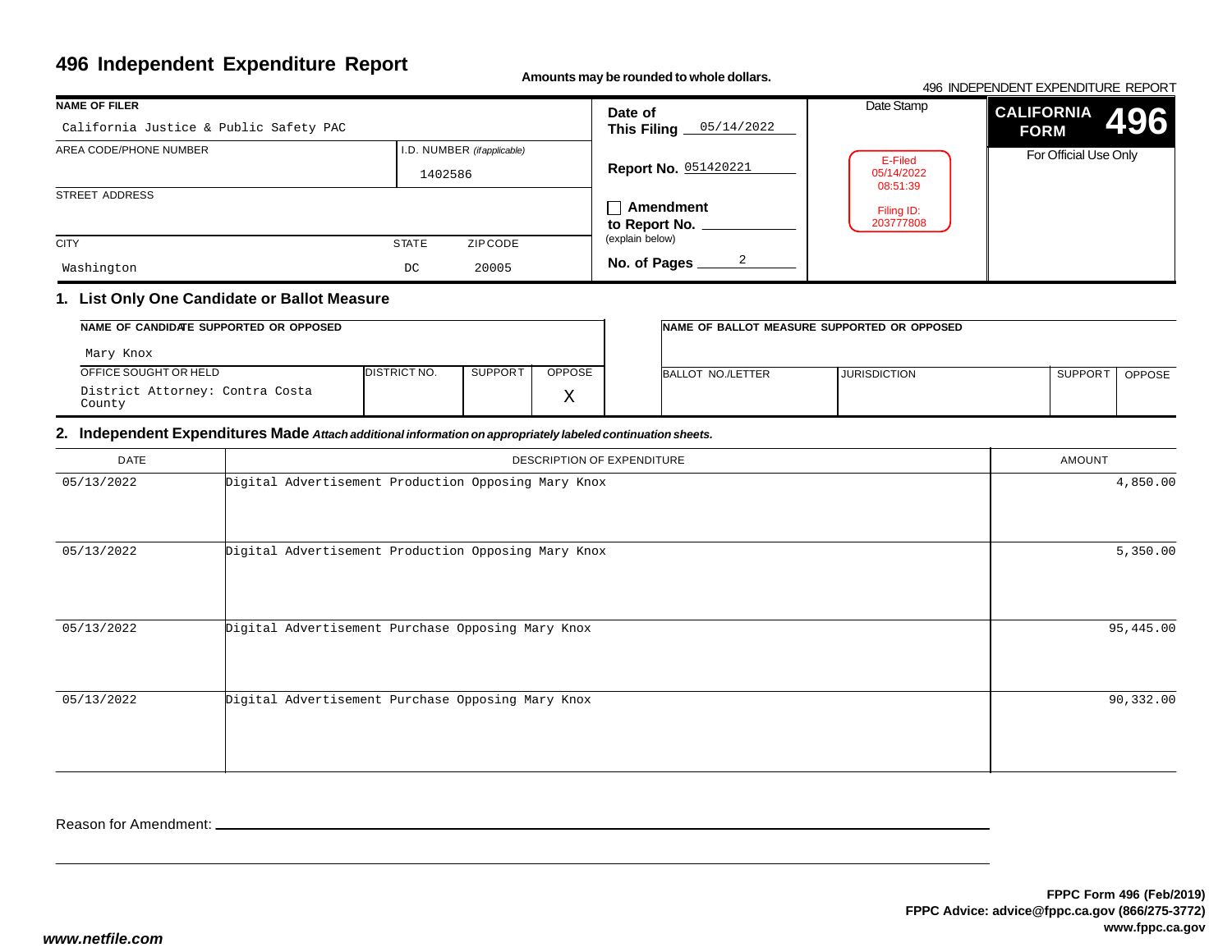# 496 Independent Expenditure Report

**Amounts may be rounded to whole dollars.**

496 INDEPENDENT EXPENDITURE REPORT

| NAME OF FILER | | | Date of This Filing | Date Stamp | CALIFORNIA FORM 496 |
|---|---|---|---|---|---|
| California Justice & Public Safety PAC | | | 05/14/2022 | E-Filed 05/14/2022 08:51:39 Filing ID: 203777808 | For Official Use Only |
| AREA CODE/PHONE NUMBER | I.D. NUMBER *(if applicable)* | | Report No. 051420221 | | |
| | 1402586 | | | | |
| STREET ADDRESS | | | ☐ Amendment to Report No. ____ (explain below) | | |
| CITY | STATE | ZIP CODE | No. of Pages 2 | | |
| Washington | DC | 20005 | | | |

## 1. List Only One Candidate or Ballot Measure

| NAME OF CANDIDATE SUPPORTED OR OPPOSED | | | |
|---|---|---|---|
| Mary Knox | | | |
| OFFICE SOUGHT OR HELD | DISTRICT NO. | SUPPORT | OPPOSE |
| District Attorney: Contra Costa County | | | X |

| NAME OF BALLOT MEASURE SUPPORTED OR OPPOSED | | | |
|---|---|---|---|
| | | | |
| BALLOT NO./LETTER | JURISDICTION | SUPPORT | OPPOSE |
| | | | |

## 2. Independent Expenditures Made *Attach additional information on appropriately labeled continuation sheets.*

| DATE | DESCRIPTION OF EXPENDITURE | AMOUNT |
|---|---|---|
| 05/13/2022 | Digital Advertisement Production Opposing Mary Knox | 4,850.00 |
| 05/13/2022 | Digital Advertisement Production Opposing Mary Knox | 5,350.00 |
| 05/13/2022 | Digital Advertisement Purchase Opposing Mary Knox | 95,445.00 |
| 05/13/2022 | Digital Advertisement Purchase Opposing Mary Knox | 90,332.00 |

Reason for Amendment: ______________________________

**FPPC Form 496 (Feb/2019)**
**FPPC Advice: advice@fppc.ca.gov (866/275-3772)**
**www.fppc.ca.gov**

***www.netfile.com***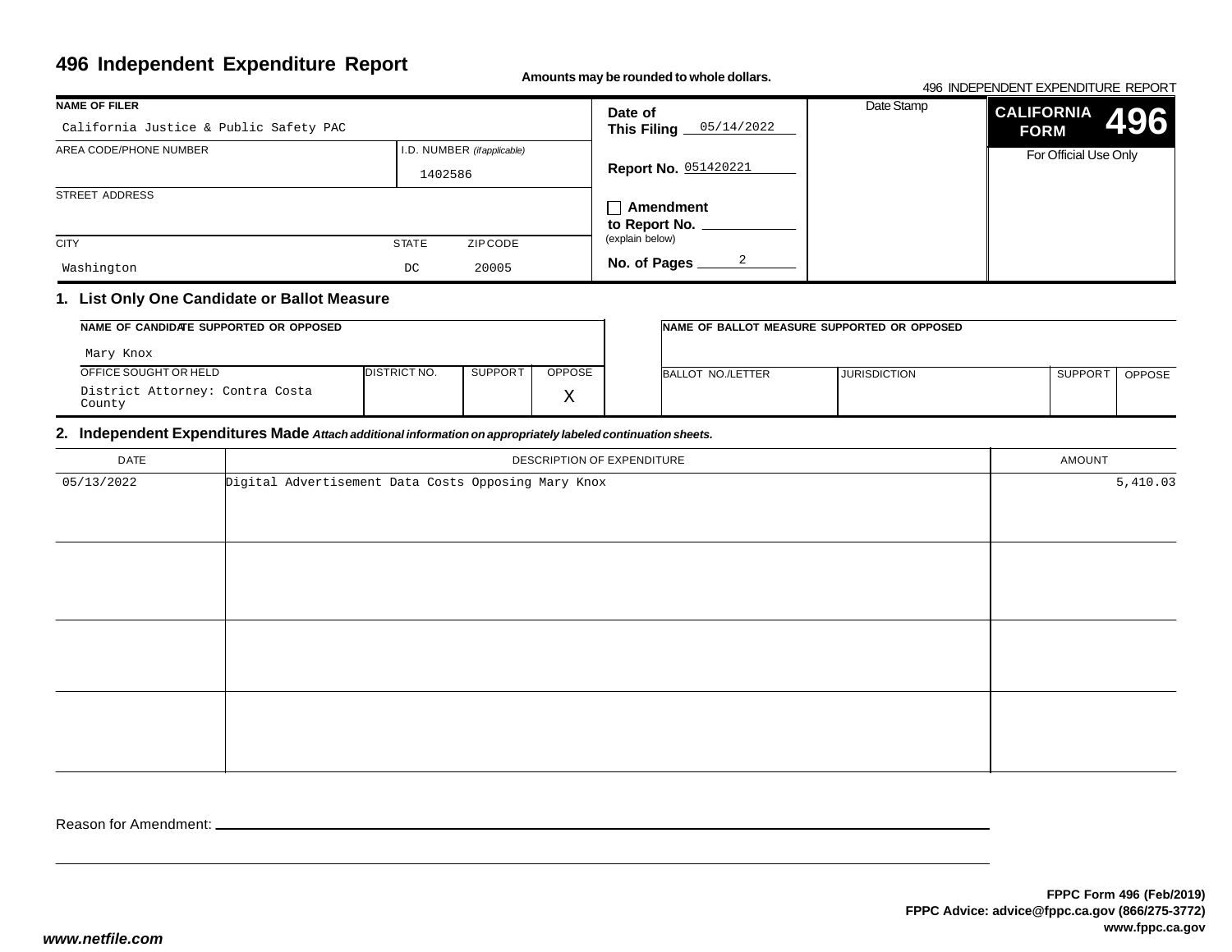# 496 Independent Expenditure Report

**Amounts may be rounded to whole dollars.**

496 INDEPENDENT EXPENDITURE REPORT

| | | | |
|---|---|---|---|
| **NAME OF FILER** California Justice & Public Safety PAC | | | **Date of This Filing** 05/14/2022 |
| AREA CODE/PHONE NUMBER | I.D. NUMBER *(if applicable)* 1402586 | | **Report No.** 051420221 |
| STREET ADDRESS | | | ☐ **Amendment to Report No.** ______ (explain below) |
| CITY Washington | STATE DC | ZIP CODE 20005 | **No. of Pages** 2 |

Date Stamp

**CALIFORNIA FORM 496**

For Official Use Only

## 1. List Only One Candidate or Ballot Measure

| NAME OF CANDIDATE SUPPORTED OR OPPOSED | | | |
|---|---|---|---|
| Mary Knox | | | |
| OFFICE SOUGHT OR HELD | DISTRICT NO. | SUPPORT | OPPOSE |
| District Attorney: Contra Costa County | | | X |

| NAME OF BALLOT MEASURE SUPPORTED OR OPPOSED | | | |
|---|---|---|---|
| | | | |
| BALLOT NO./LETTER | JURISDICTION | SUPPORT | OPPOSE |
| | | | |

## 2. Independent Expenditures Made *Attach additional information on appropriately labeled continuation sheets.*

| DATE | DESCRIPTION OF EXPENDITURE | AMOUNT |
|---|---|---|
| 05/13/2022 | Digital Advertisement Data Costs Opposing Mary Knox | 5,410.03 |
| | | |
| | | |
| | | |

Reason for Amendment: ______

FPPC Form 496 (Feb/2019)
FPPC Advice: advice@fppc.ca.gov (866/275-3772)
www.fppc.ca.gov

www.netfile.com